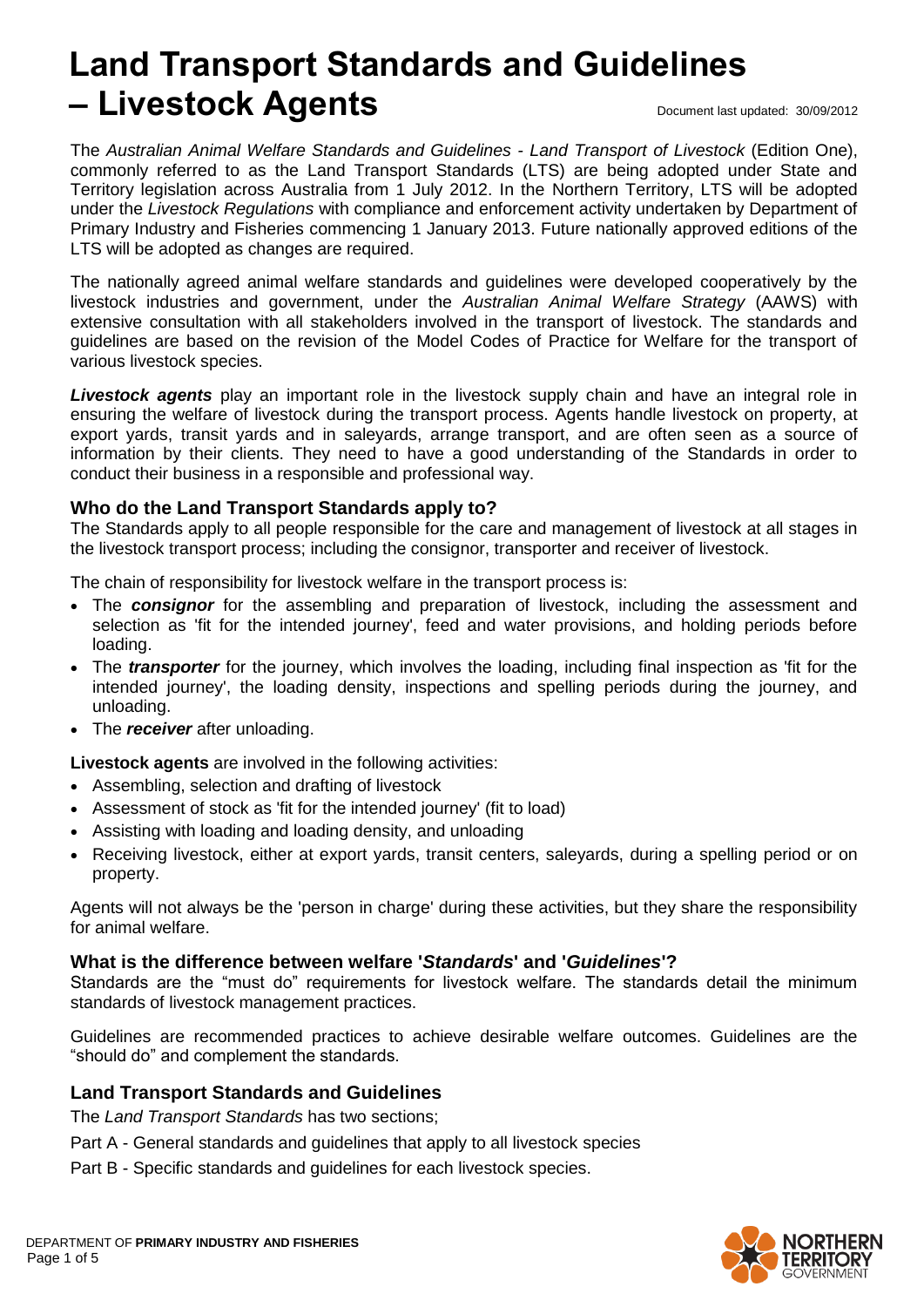# Land Transport Standards and Guidelines – Livestock Agents

Document last updated: 30/09/2012

The *Australian Animal Welfare Standards and Guidelines - Land Transport of Livestock* (Edition One), commonly referred to as the Land Transport Standards (LTS) are being adopted under State and Territory legislation across Australia from 1 July 2012. In the Northern Territory, LTS will be adopted under the *Livestock Regulations* with compliance and enforcement activity undertaken by Department of Primary Industry and Fisheries commencing 1 January 2013. Future nationally approved editions of the LTS will be adopted as changes are required.

The nationally agreed animal welfare standards and guidelines were developed cooperatively by the livestock industries and government, under the *Australian Animal Welfare Strategy* (AAWS) with extensive consultation with all stakeholders involved in the transport of livestock. The standards and guidelines are based on the revision of the Model Codes of Practice for Welfare for the transport of various livestock species.

***Livestock agents*** play an important role in the livestock supply chain and have an integral role in ensuring the welfare of livestock during the transport process. Agents handle livestock on property, at export yards, transit yards and in saleyards, arrange transport, and are often seen as a source of information by their clients. They need to have a good understanding of the Standards in order to conduct their business in a responsible and professional way.

### Who do the Land Transport Standards apply to?

The Standards apply to all people responsible for the care and management of livestock at all stages in the livestock transport process; including the consignor, transporter and receiver of livestock.

The chain of responsibility for livestock welfare in the transport process is:

- The ***consignor*** for the assembling and preparation of livestock, including the assessment and selection as 'fit for the intended journey', feed and water provisions, and holding periods before loading.
- The ***transporter*** for the journey, which involves the loading, including final inspection as 'fit for the intended journey', the loading density, inspections and spelling periods during the journey, and unloading.
- The ***receiver*** after unloading.

**Livestock agents** are involved in the following activities:

- Assembling, selection and drafting of livestock
- Assessment of stock as 'fit for the intended journey' (fit to load)
- Assisting with loading and loading density, and unloading
- Receiving livestock, either at export yards, transit centers, saleyards, during a spelling period or on property.

Agents will not always be the 'person in charge' during these activities, but they share the responsibility for animal welfare.

### What is the difference between welfare '*Standards*' and '*Guidelines*'?

Standards are the "must do" requirements for livestock welfare. The standards detail the minimum standards of livestock management practices.

Guidelines are recommended practices to achieve desirable welfare outcomes. Guidelines are the "should do" and complement the standards.

### Land Transport Standards and Guidelines

The *Land Transport Standards* has two sections;

Part A - General standards and guidelines that apply to all livestock species

Part B - Specific standards and guidelines for each livestock species.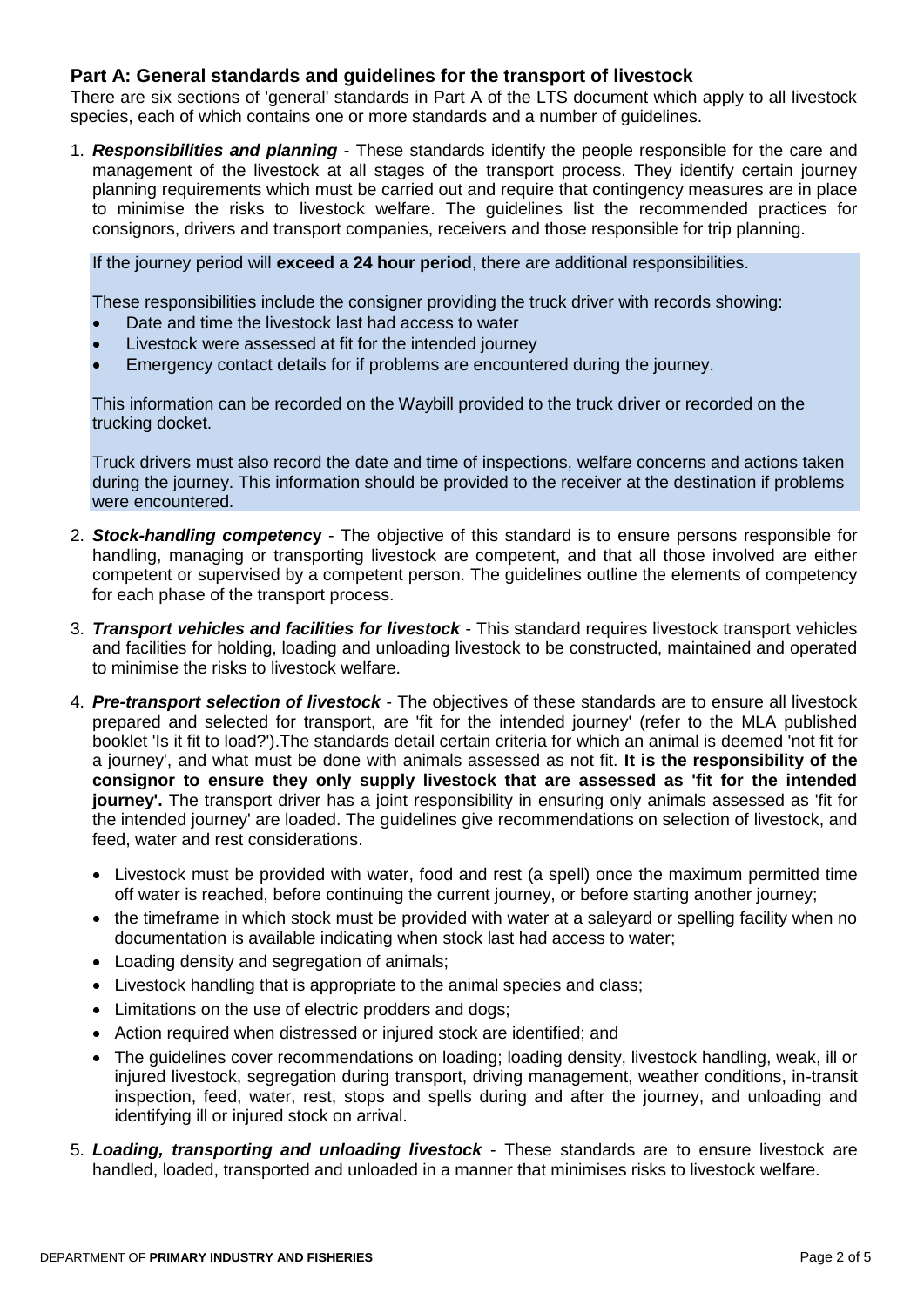## Part A: General standards and guidelines for the transport of livestock

There are six sections of 'general' standards in Part A of the LTS document which apply to all livestock species, each of which contains one or more standards and a number of guidelines.

1. ***Responsibilities and planning*** - These standards identify the people responsible for the care and management of the livestock at all stages of the transport process. They identify certain journey planning requirements which must be carried out and require that contingency measures are in place to minimise the risks to livestock welfare. The guidelines list the recommended practices for consignors, drivers and transport companies, receivers and those responsible for trip planning.

   If the journey period will **exceed a 24 hour period**, there are additional responsibilities.

   These responsibilities include the consigner providing the truck driver with records showing:

   - Date and time the livestock last had access to water
   - Livestock were assessed at fit for the intended journey
   - Emergency contact details for if problems are encountered during the journey.

   This information can be recorded on the Waybill provided to the truck driver or recorded on the trucking docket.

   Truck drivers must also record the date and time of inspections, welfare concerns and actions taken during the journey. This information should be provided to the receiver at the destination if problems were encountered.

2. ***Stock-handling competency*** - The objective of this standard is to ensure persons responsible for handling, managing or transporting livestock are competent, and that all those involved are either competent or supervised by a competent person. The guidelines outline the elements of competency for each phase of the transport process.

3. ***Transport vehicles and facilities for livestock*** - This standard requires livestock transport vehicles and facilities for holding, loading and unloading livestock to be constructed, maintained and operated to minimise the risks to livestock welfare.

4. ***Pre-transport selection of livestock*** - The objectives of these standards are to ensure all livestock prepared and selected for transport, are 'fit for the intended journey' (refer to the MLA published booklet 'Is it fit to load?').The standards detail certain criteria for which an animal is deemed 'not fit for a journey', and what must be done with animals assessed as not fit. **It is the responsibility of the consignor to ensure they only supply livestock that are assessed as 'fit for the intended journey'.** The transport driver has a joint responsibility in ensuring only animals assessed as 'fit for the intended journey' are loaded. The guidelines give recommendations on selection of livestock, and feed, water and rest considerations.

   - Livestock must be provided with water, food and rest (a spell) once the maximum permitted time off water is reached, before continuing the current journey, or before starting another journey;
   - the timeframe in which stock must be provided with water at a saleyard or spelling facility when no documentation is available indicating when stock last had access to water;
   - Loading density and segregation of animals;
   - Livestock handling that is appropriate to the animal species and class;
   - Limitations on the use of electric prodders and dogs;
   - Action required when distressed or injured stock are identified; and
   - The guidelines cover recommendations on loading; loading density, livestock handling, weak, ill or injured livestock, segregation during transport, driving management, weather conditions, in-transit inspection, feed, water, rest, stops and spells during and after the journey, and unloading and identifying ill or injured stock on arrival.

5. ***Loading, transporting and unloading livestock*** - These standards are to ensure livestock are handled, loaded, transported and unloaded in a manner that minimises risks to livestock welfare.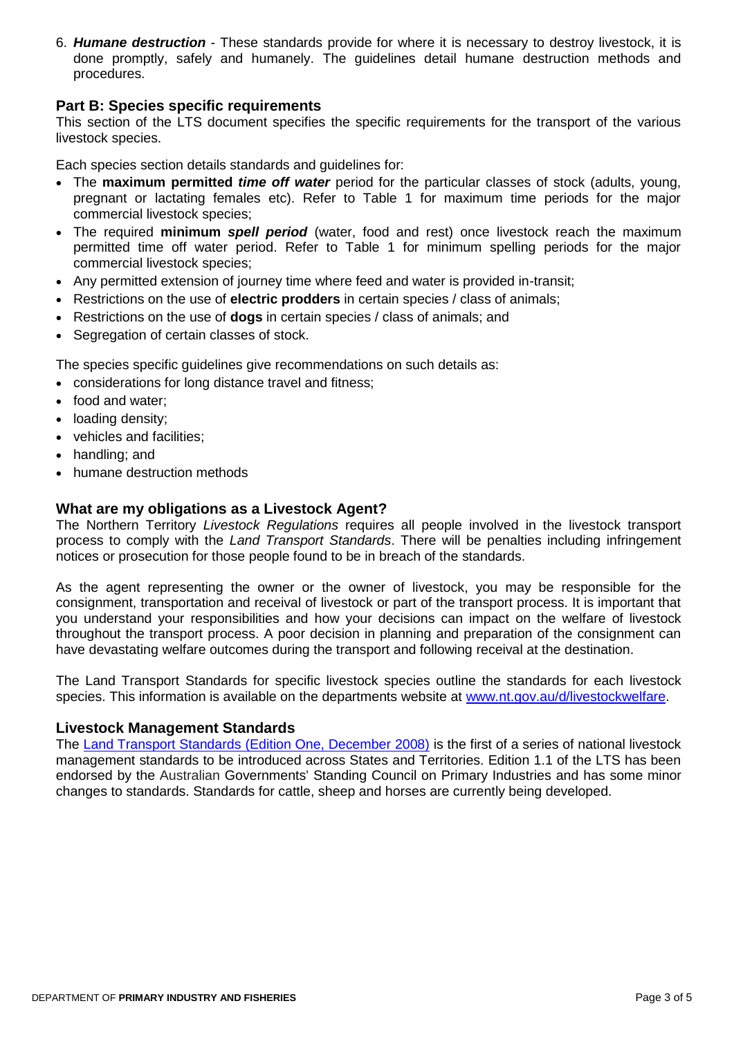6. ***Humane destruction*** - These standards provide for where it is necessary to destroy livestock, it is done promptly, safely and humanely. The guidelines detail humane destruction methods and procedures.

## Part B: Species specific requirements

This section of the LTS document specifies the specific requirements for the transport of the various livestock species.

Each species section details standards and guidelines for:

- The **maximum permitted *time off water*** period for the particular classes of stock (adults, young, pregnant or lactating females etc). Refer to Table 1 for maximum time periods for the major commercial livestock species;
- The required **minimum *spell period*** (water, food and rest) once livestock reach the maximum permitted time off water period. Refer to Table 1 for minimum spelling periods for the major commercial livestock species;
- Any permitted extension of journey time where feed and water is provided in-transit;
- Restrictions on the use of **electric prodders** in certain species / class of animals;
- Restrictions on the use of **dogs** in certain species / class of animals; and
- Segregation of certain classes of stock.

The species specific guidelines give recommendations on such details as:

- considerations for long distance travel and fitness;
- food and water;
- loading density;
- vehicles and facilities;
- handling; and
- humane destruction methods

## What are my obligations as a Livestock Agent?

The Northern Territory *Livestock Regulations* requires all people involved in the livestock transport process to comply with the *Land Transport Standards*. There will be penalties including infringement notices or prosecution for those people found to be in breach of the standards.

As the agent representing the owner or the owner of livestock, you may be responsible for the consignment, transportation and receival of livestock or part of the transport process. It is important that you understand your responsibilities and how your decisions can impact on the welfare of livestock throughout the transport process. A poor decision in planning and preparation of the consignment can have devastating welfare outcomes during the transport and following receival at the destination.

The Land Transport Standards for specific livestock species outline the standards for each livestock species. This information is available on the departments website at [www.nt.gov.au/d/livestockwelfare](www.nt.gov.au/d/livestockwelfare).

## Livestock Management Standards

The Land Transport Standards (Edition One, December 2008) is the first of a series of national livestock management standards to be introduced across States and Territories. Edition 1.1 of the LTS has been endorsed by the Australian Governments' Standing Council on Primary Industries and has some minor changes to standards. Standards for cattle, sheep and horses are currently being developed.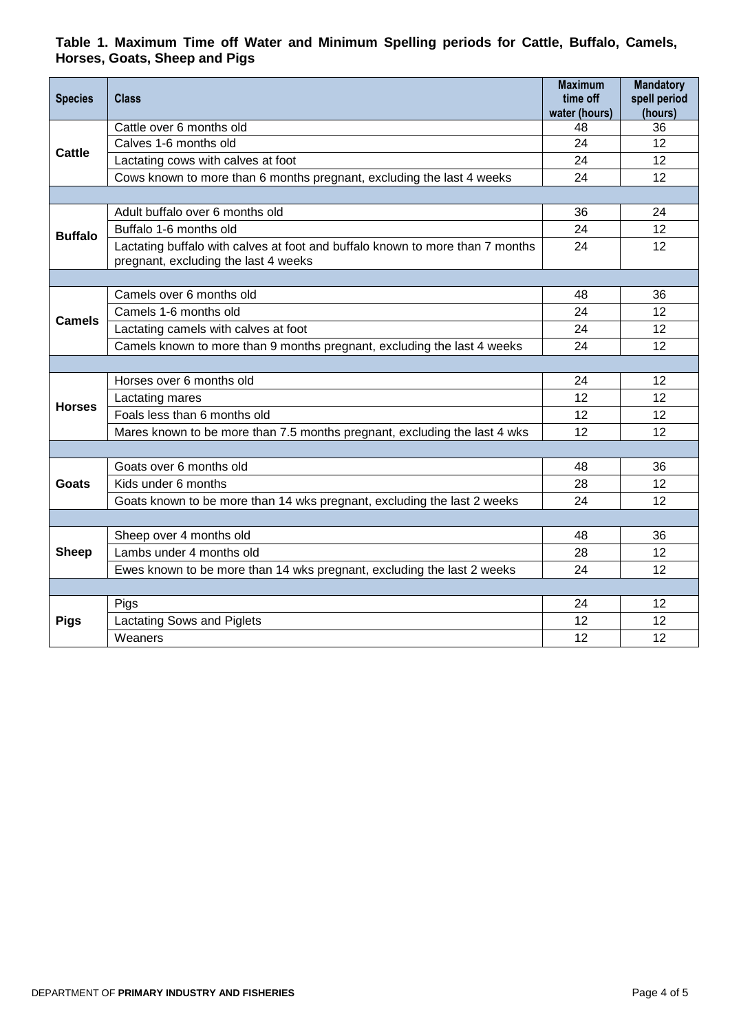**Table 1. Maximum Time off Water and Minimum Spelling periods for Cattle, Buffalo, Camels, Horses, Goats, Sheep and Pigs**

| Species | Class | Maximum time off water (hours) | Mandatory spell period (hours) |
|---|---|---|---|
| **Cattle** | Cattle over 6 months old | 48 | 36 |
| | Calves 1-6 months old | 24 | 12 |
| | Lactating cows with calves at foot | 24 | 12 |
| | Cows known to more than 6 months pregnant, excluding the last 4 weeks | 24 | 12 |
| **Buffalo** | Adult buffalo over 6 months old | 36 | 24 |
| | Buffalo 1-6 months old | 24 | 12 |
| | Lactating buffalo with calves at foot and buffalo known to more than 7 months pregnant, excluding the last 4 weeks | 24 | 12 |
| **Camels** | Camels over 6 months old | 48 | 36 |
| | Camels 1-6 months old | 24 | 12 |
| | Lactating camels with calves at foot | 24 | 12 |
| | Camels known to more than 9 months pregnant, excluding the last 4 weeks | 24 | 12 |
| **Horses** | Horses over 6 months old | 24 | 12 |
| | Lactating mares | 12 | 12 |
| | Foals less than 6 months old | 12 | 12 |
| | Mares known to be more than 7.5 months pregnant, excluding the last 4 wks | 12 | 12 |
| **Goats** | Goats over 6 months old | 48 | 36 |
| | Kids under 6 months | 28 | 12 |
| | Goats known to be more than 14 wks pregnant, excluding the last 2 weeks | 24 | 12 |
| **Sheep** | Sheep over 4 months old | 48 | 36 |
| | Lambs under 4 months old | 28 | 12 |
| | Ewes known to be more than 14 wks pregnant, excluding the last 2 weeks | 24 | 12 |
| **Pigs** | Pigs | 24 | 12 |
| | Lactating Sows and Piglets | 12 | 12 |
| | Weaners | 12 | 12 |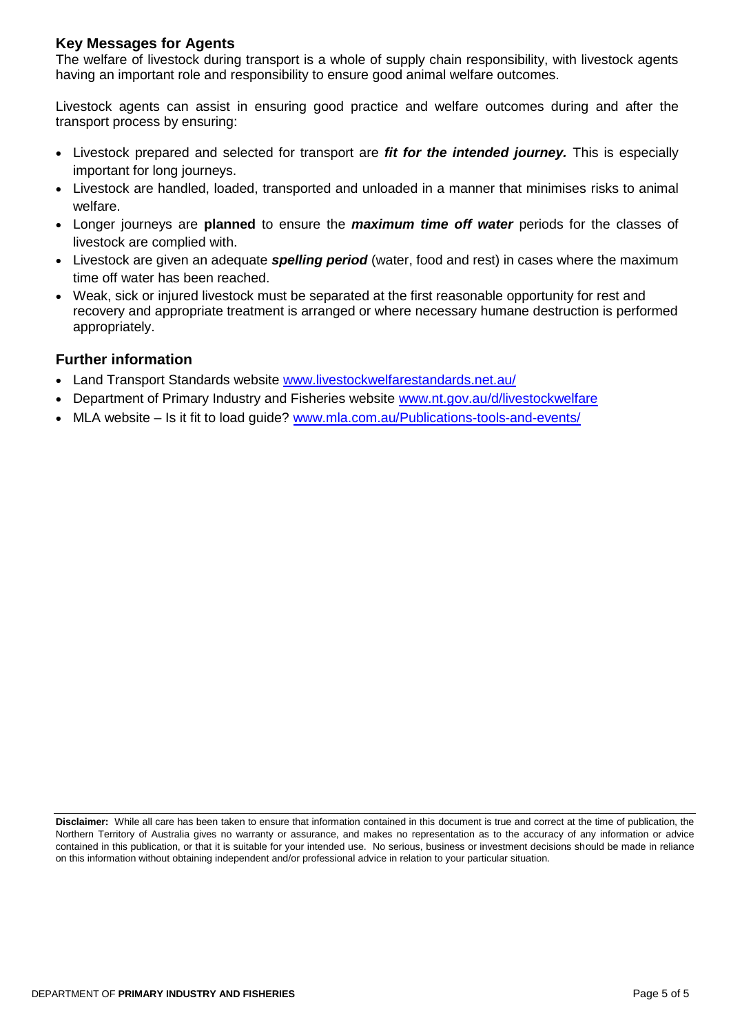### Key Messages for Agents

The welfare of livestock during transport is a whole of supply chain responsibility, with livestock agents having an important role and responsibility to ensure good animal welfare outcomes.

Livestock agents can assist in ensuring good practice and welfare outcomes during and after the transport process by ensuring:

- Livestock prepared and selected for transport are ***fit for the intended journey.*** This is especially important for long journeys.
- Livestock are handled, loaded, transported and unloaded in a manner that minimises risks to animal welfare.
- Longer journeys are **planned** to ensure the ***maximum time off water*** periods for the classes of livestock are complied with.
- Livestock are given an adequate ***spelling period*** (water, food and rest) in cases where the maximum time off water has been reached.
- Weak, sick or injured livestock must be separated at the first reasonable opportunity for rest and recovery and appropriate treatment is arranged or where necessary humane destruction is performed appropriately.

## Further information

- Land Transport Standards website [www.livestockwelfarestandards.net.au/](www.livestockwelfarestandards.net.au/)
- Department of Primary Industry and Fisheries website [www.nt.gov.au/d/livestockwelfare](www.nt.gov.au/d/livestockwelfare)
- MLA website – Is it fit to load guide? [www.mla.com.au/Publications-tools-and-events/](www.mla.com.au/Publications-tools-and-events/)

**Disclaimer:** While all care has been taken to ensure that information contained in this document is true and correct at the time of publication, the Northern Territory of Australia gives no warranty or assurance, and makes no representation as to the accuracy of any information or advice contained in this publication, or that it is suitable for your intended use. No serious, business or investment decisions should be made in reliance on this information without obtaining independent and/or professional advice in relation to your particular situation.